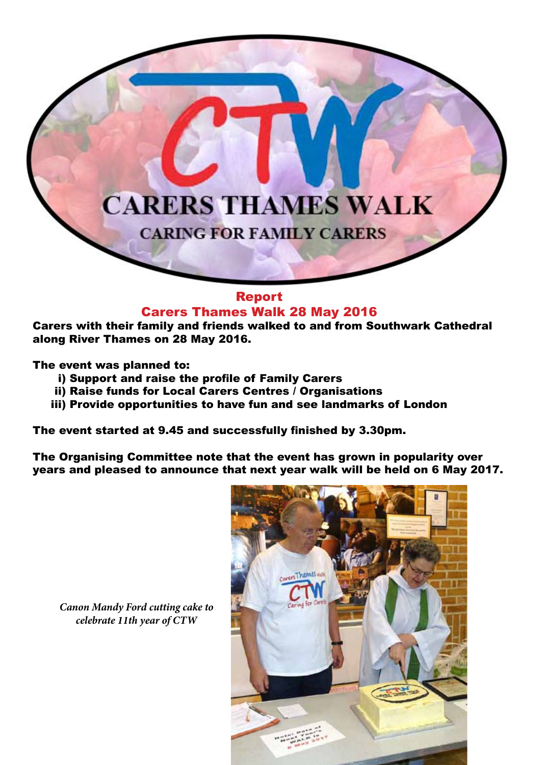# CARERS THAMES WALK

CARING FOR FAMILY CARERS

## Report

## Carers Thames Walk 28 May 2016

**Carers with their family and friends walked to and from Southwark Cathedral along River Thames on 28 May 2016.**

**The event was planned to:**

- **i) Support and raise the profile of Family Carers**
- **ii) Raise funds for Local Carers Centres / Organisations**
- **iii) Provide opportunities to have fun and see landmarks of London**

**The event started at 9.45 and successfully finished by 3.30pm.**

**The Organising Committee note that the event has grown in popularity over years and pleased to announce that next year walk will be held on 6 May 2017.**

*Canon Mandy Ford cutting cake to celebrate 11th year of CTW*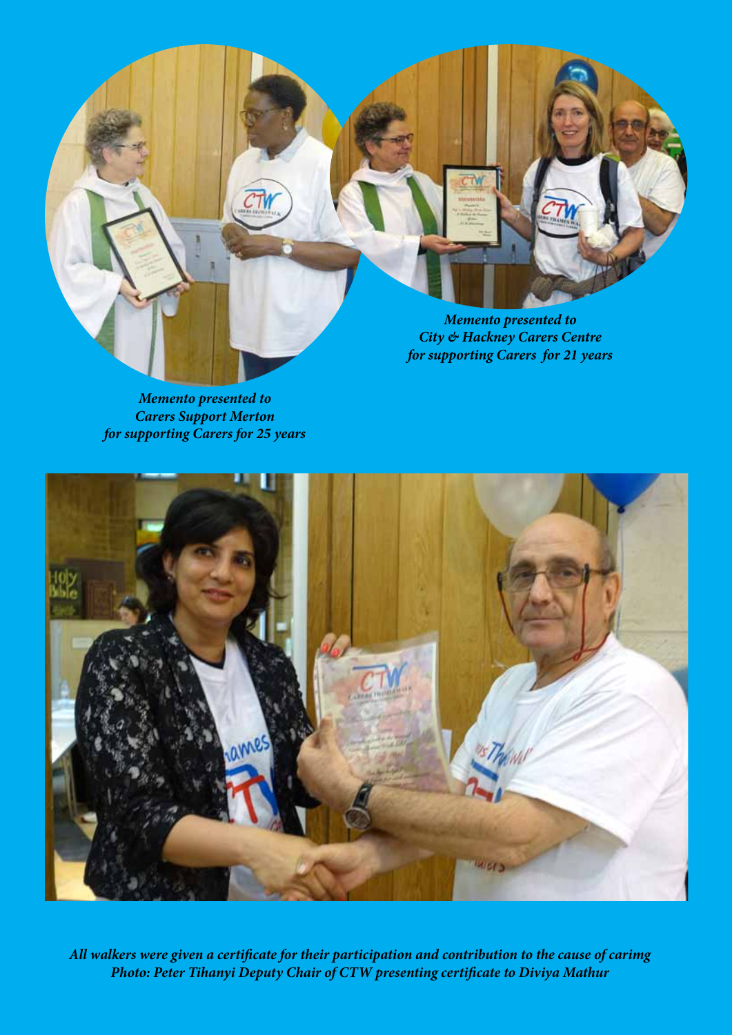*Memento presented to*
*City & Hackney Carers Centre*
*for supporting Carers for 21 years*

*Memento presented to*
*Carers Support Merton*
*for supporting Carers for 25 years*

*All walkers were given a certificate for their participation and contribution to the cause of carimg*
*Photo: Peter Tihanyi Deputy Chair of CTW presenting certificate to Diviya Mathur*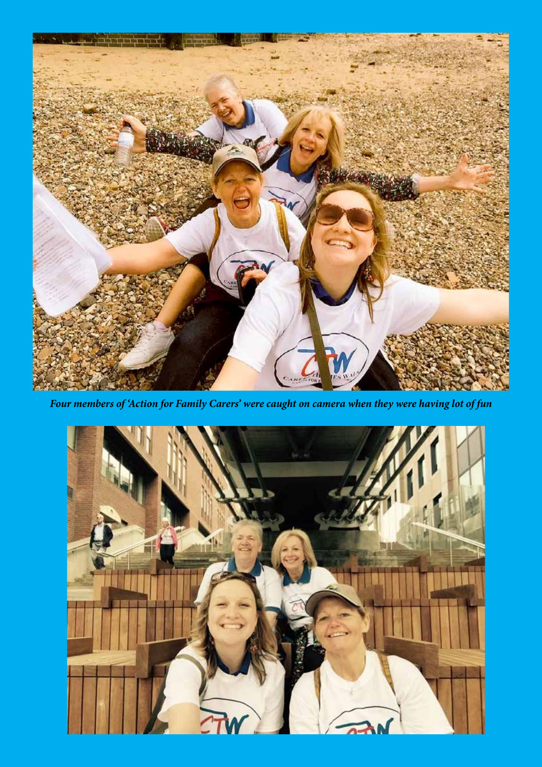***Four members of 'Action for Family Carers' were caught on camera when they were having lot of fun***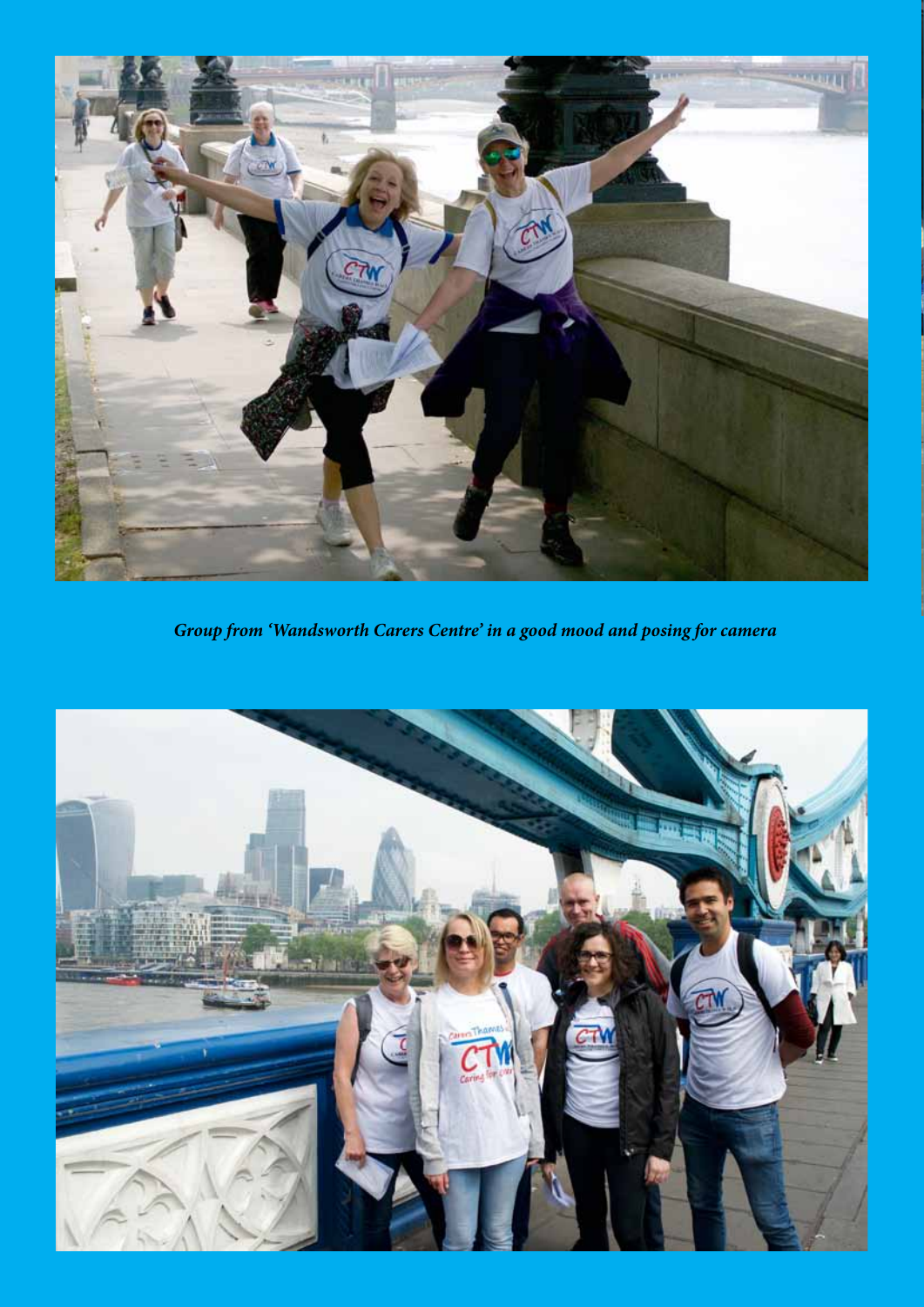*Group from 'Wandsworth Carers Centre' in a good mood and posing for camera*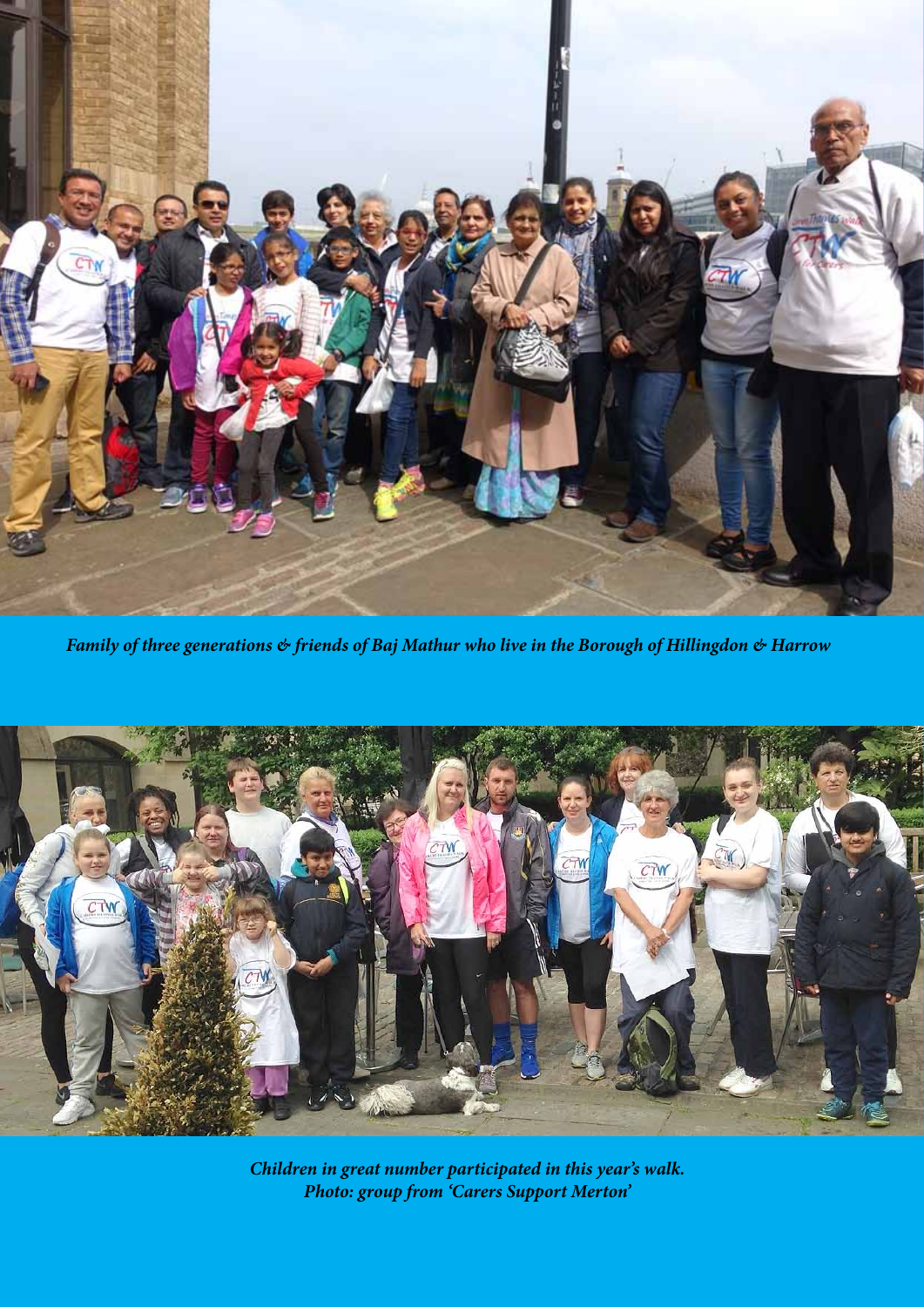*Family of three generations & friends of Baj Mathur who live in the Borough of Hillingdon & Harrow*

*Children in great number participated in this year's walk.*
*Photo: group from 'Carers Support Merton'*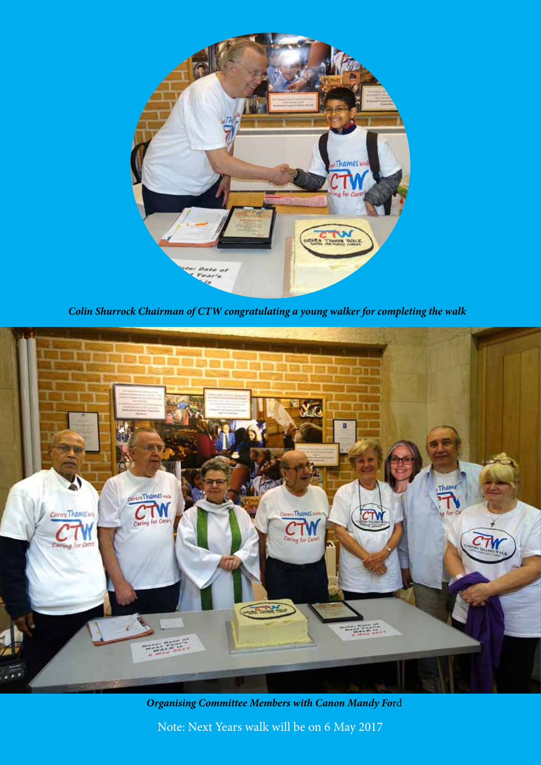*Colin Shurrock Chairman of CTW congratulating a young walker for completing the walk*

*Organising Committee Members with Canon Mandy Fo*rd

Note: Next Years walk will be on 6 May 2017